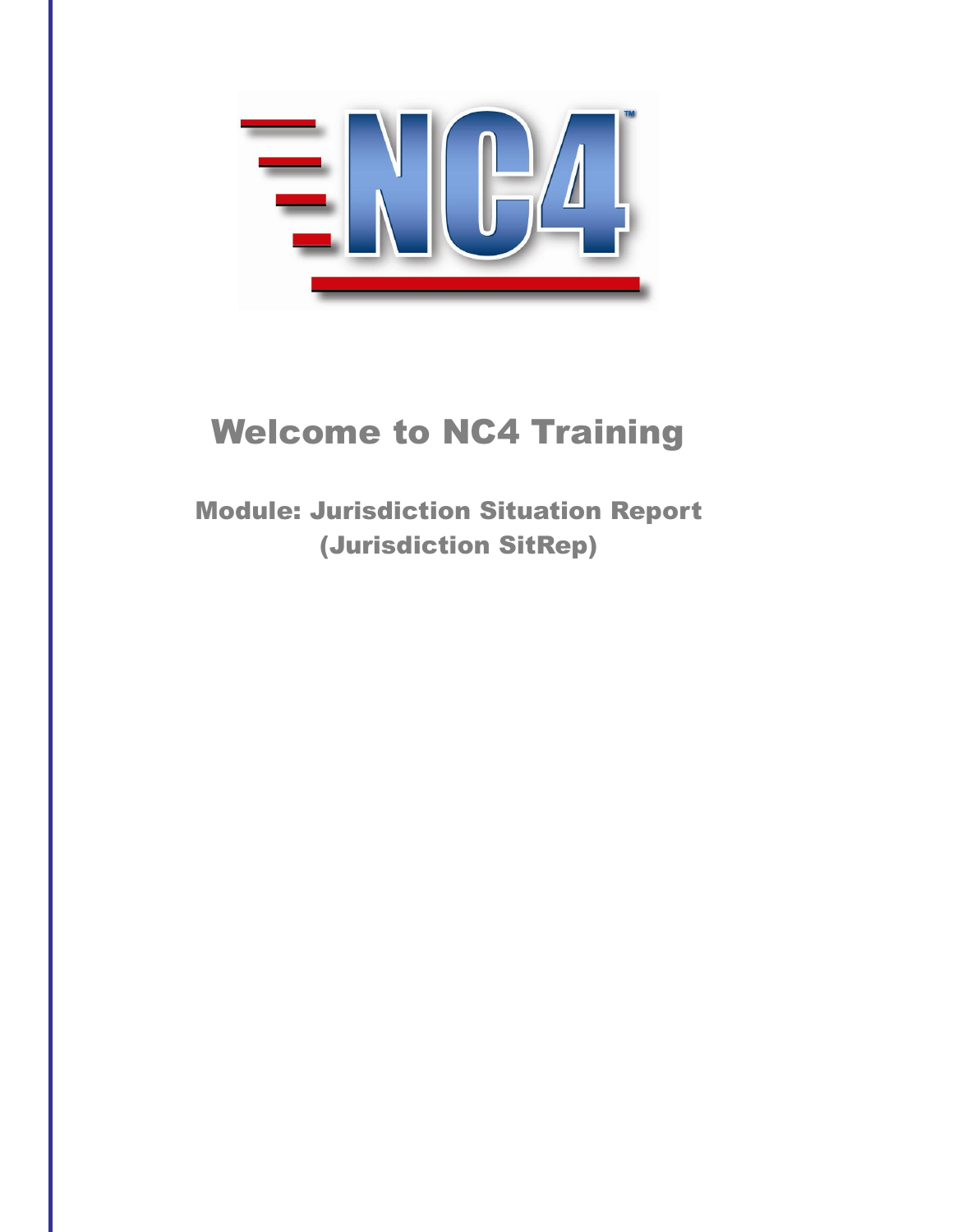# Welcome to NC4 Training

## Module: Jurisdiction Situation Report (Jurisdiction SitRep)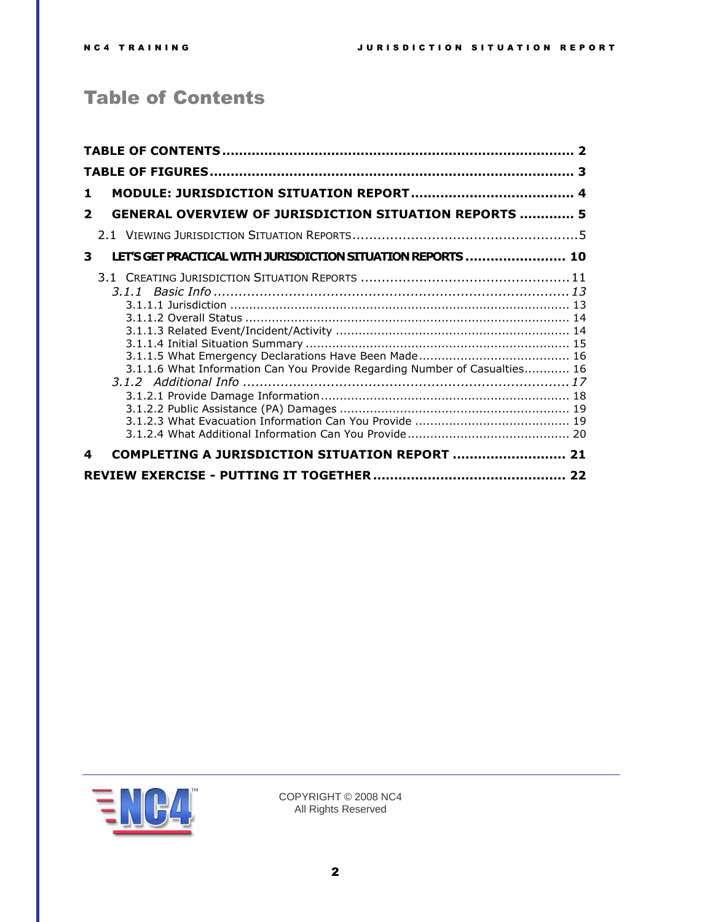# Table of Contents

**TABLE OF CONTENTS** .................................................................................... 2

**TABLE OF FIGURES** ..................................................................................... 3

**1 MODULE: JURISDICTION SITUATION REPORT** ...................................... 4

**2 GENERAL OVERVIEW OF JURISDICTION SITUATION REPORTS** ............. 5

- 2.1 VIEWING JURISDICTION SITUATION REPORTS ......................................................5

**3 LET'S GET PRACTICAL WITH JURISDICTION SITUATION REPORTS** ........................ 10

- 3.1 CREATING JURISDICTION SITUATION REPORTS .................................................. 11
  - *3.1.1 Basic Info* ...................................................................................... 13
    - 3.1.1.1 Jurisdiction ......................................................................................... 13
    - 3.1.1.2 Overall Status ..................................................................................... 14
    - 3.1.1.3 Related Event/Incident/Activity ............................................................. 14
    - 3.1.1.4 Initial Situation Summary ..................................................................... 15
    - 3.1.1.5 What Emergency Declarations Have Been Made........................................ 16
    - 3.1.1.6 What Information Can You Provide Regarding Number of Casualties............ 16
  - *3.1.2 Additional Info* ............................................................................... 17
    - 3.1.2.1 Provide Damage Information................................................................. 18
    - 3.1.2.2 Public Assistance (PA) Damages ............................................................ 19
    - 3.1.2.3 What Evacuation Information Can You Provide ......................................... 19
    - 3.1.2.4 What Additional Information Can You Provide........................................... 20

**4 COMPLETING A JURISDICTION SITUATION REPORT** .......................... 21

**REVIEW EXERCISE - PUTTING IT TOGETHER** ............................................. 22

COPYRIGHT © 2008 NC4
All Rights Reserved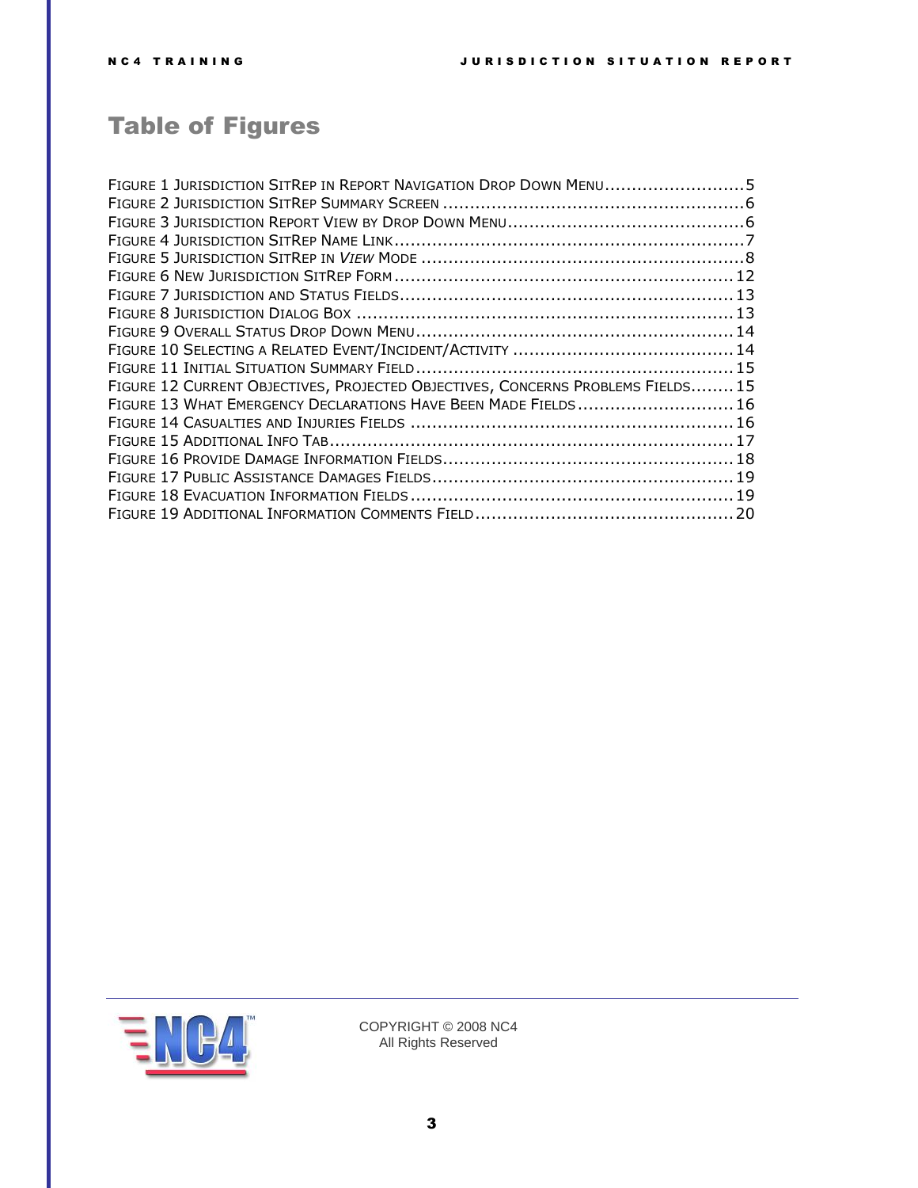# Table of Figures

FIGURE 1 JURISDICTION SITREP IN REPORT NAVIGATION DROP DOWN MENU..........................5
FIGURE 2 JURISDICTION SITREP SUMMARY SCREEN ........................................................6
FIGURE 3 JURISDICTION REPORT VIEW BY DROP DOWN MENU............................................6
FIGURE 4 JURISDICTION SITREP NAME LINK.................................................................7
FIGURE 5 JURISDICTION SITREP IN *VIEW* MODE ...........................................................8
FIGURE 6 NEW JURISDICTION SITREP FORM ...............................................................12
FIGURE 7 JURISDICTION AND STATUS FIELDS..............................................................13
FIGURE 8 JURISDICTION DIALOG BOX .......................................................................13
FIGURE 9 OVERALL STATUS DROP DOWN MENU...........................................................14
FIGURE 10 SELECTING A RELATED EVENT/INCIDENT/ACTIVITY .........................................14
FIGURE 11 INITIAL SITUATION SUMMARY FIELD...........................................................15
FIGURE 12 CURRENT OBJECTIVES, PROJECTED OBJECTIVES, CONCERNS PROBLEMS FIELDS........15
FIGURE 13 WHAT EMERGENCY DECLARATIONS HAVE BEEN MADE FIELDS.............................16
FIGURE 14 CASUALTIES AND INJURIES FIELDS ............................................................16
FIGURE 15 ADDITIONAL INFO TAB...........................................................................17
FIGURE 16 PROVIDE DAMAGE INFORMATION FIELDS......................................................18
FIGURE 17 PUBLIC ASSISTANCE DAMAGES FIELDS........................................................19
FIGURE 18 EVACUATION INFORMATION FIELDS............................................................19
FIGURE 19 ADDITIONAL INFORMATION COMMENTS FIELD................................................20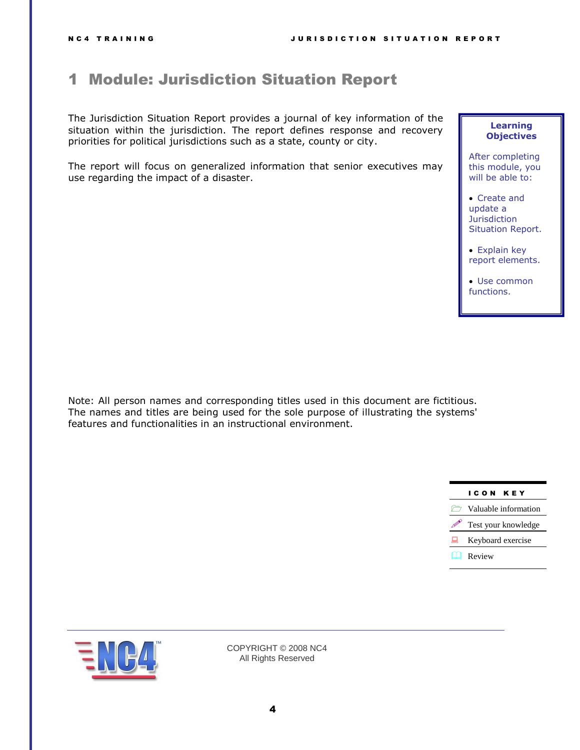# 1 Module: Jurisdiction Situation Report

The Jurisdiction Situation Report provides a journal of key information of the situation within the jurisdiction. The report defines response and recovery priorities for political jurisdictions such as a state, county or city.

The report will focus on generalized information that senior executives may use regarding the impact of a disaster.

**Learning Objectives**

After completing this module, you will be able to:

- Create and update a Jurisdiction Situation Report.
- Explain key report elements.
- Use common functions.

Note: All person names and corresponding titles used in this document are fictitious. The names and titles are being used for the sole purpose of illustrating the systems' features and functionalities in an instructional environment.

| ICON KEY |
|---|
| Valuable information |
| Test your knowledge |
| Keyboard exercise |
| Review |

COPYRIGHT © 2008 NC4
All Rights Reserved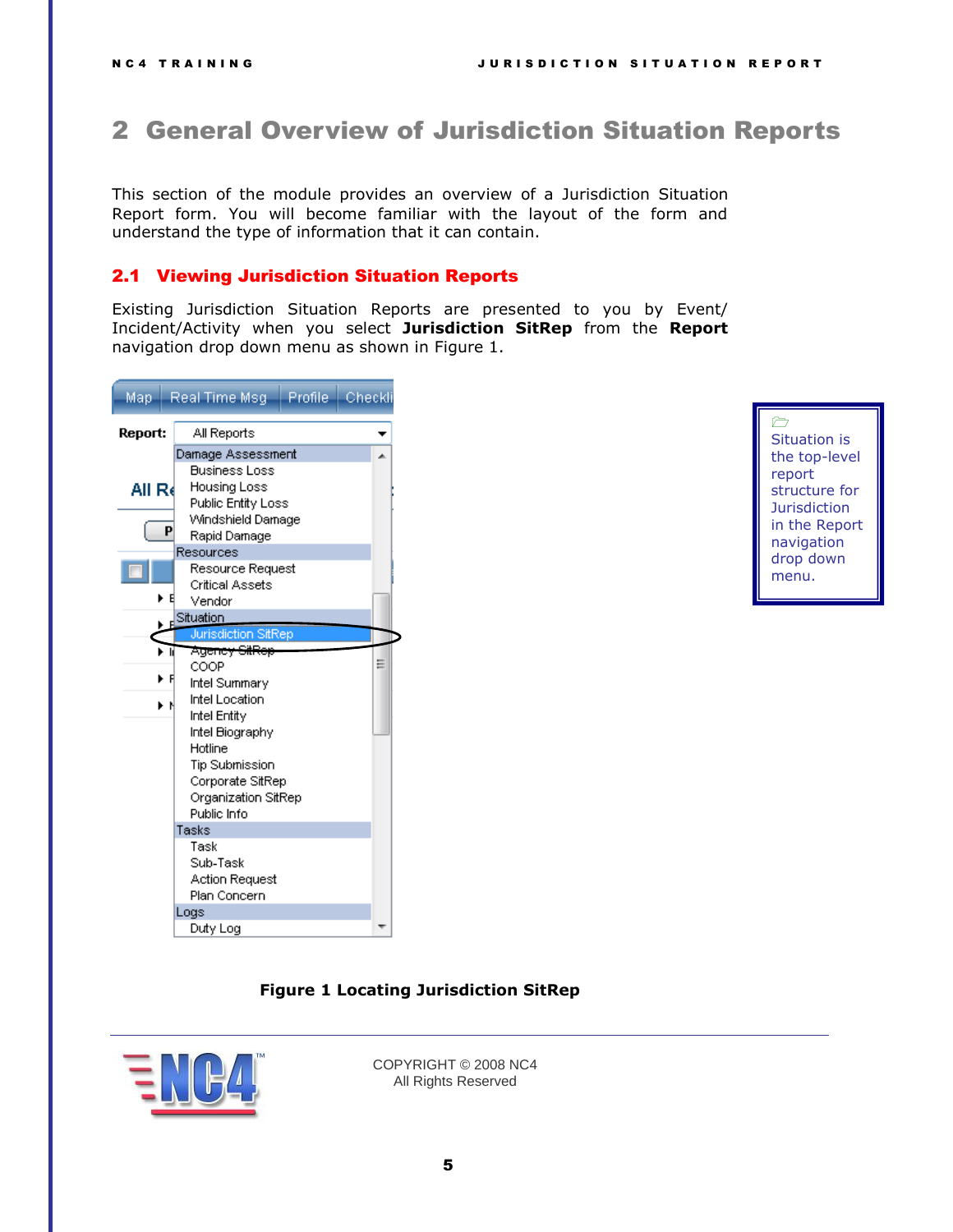# 2 General Overview of Jurisdiction Situation Reports

This section of the module provides an overview of a Jurisdiction Situation Report form. You will become familiar with the layout of the form and understand the type of information that it can contain.

## 2.1 Viewing Jurisdiction Situation Reports

Existing Jurisdiction Situation Reports are presented to you by Event/ Incident/Activity when you select **Jurisdiction SitRep** from the **Report** navigation drop down menu as shown in Figure 1.

Situation is the top-level report structure for Jurisdiction in the Report navigation drop down menu.

**Figure 1 Locating Jurisdiction SitRep**

COPYRIGHT © 2008 NC4
All Rights Reserved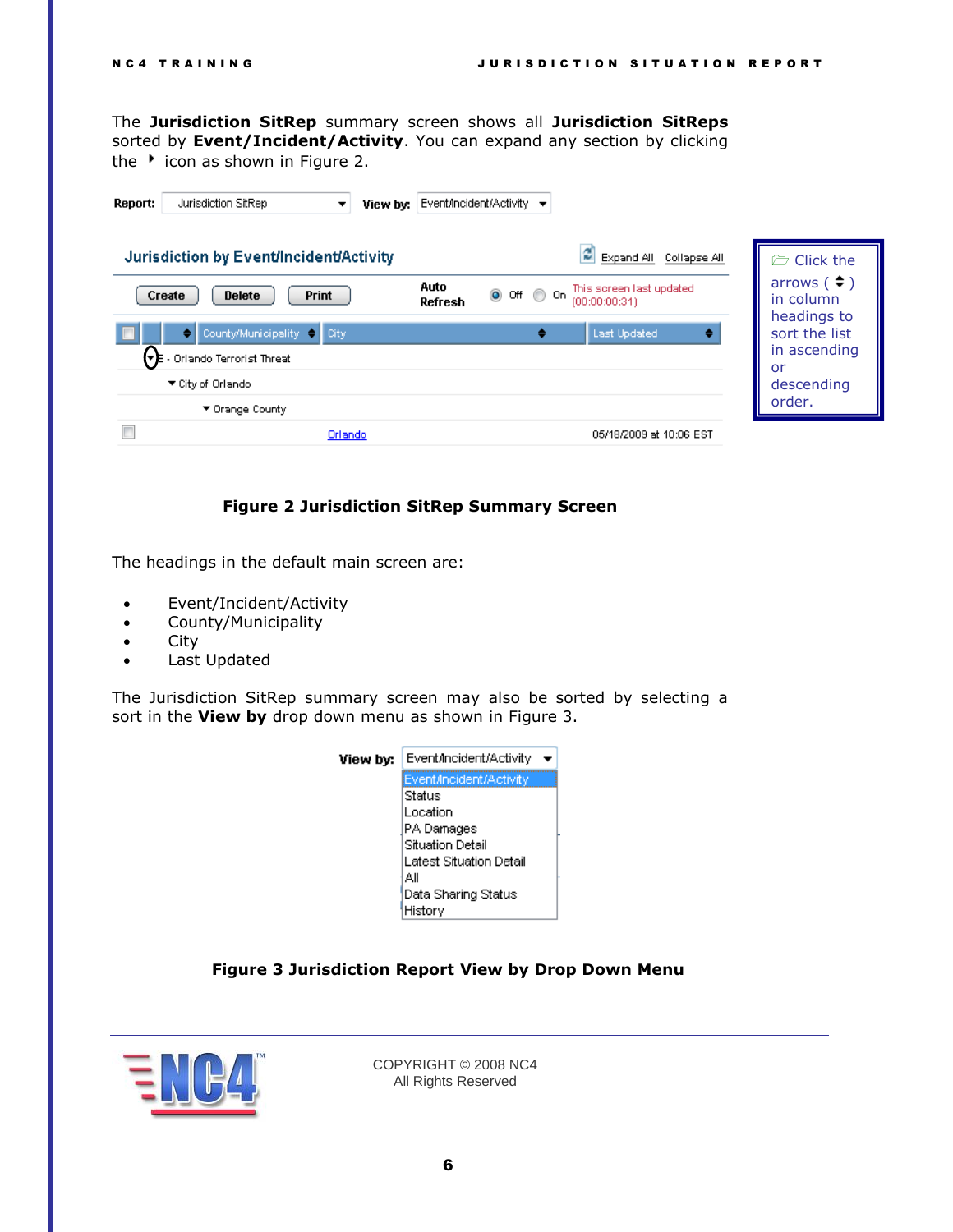The **Jurisdiction SitRep** summary screen shows all **Jurisdiction SitReps** sorted by **Event/Incident/Activity**. You can expand any section by clicking the ▸ icon as shown in Figure 2.

Click the arrows ( ⬍ ) in column headings to sort the list in ascending or descending order.

**Figure 2 Jurisdiction SitRep Summary Screen**

The headings in the default main screen are:

- Event/Incident/Activity
- County/Municipality
- City
- Last Updated

The Jurisdiction SitRep summary screen may also be sorted by selecting a sort in the **View by** drop down menu as shown in Figure 3.

**Figure 3 Jurisdiction Report View by Drop Down Menu**

COPYRIGHT © 2008 NC4
All Rights Reserved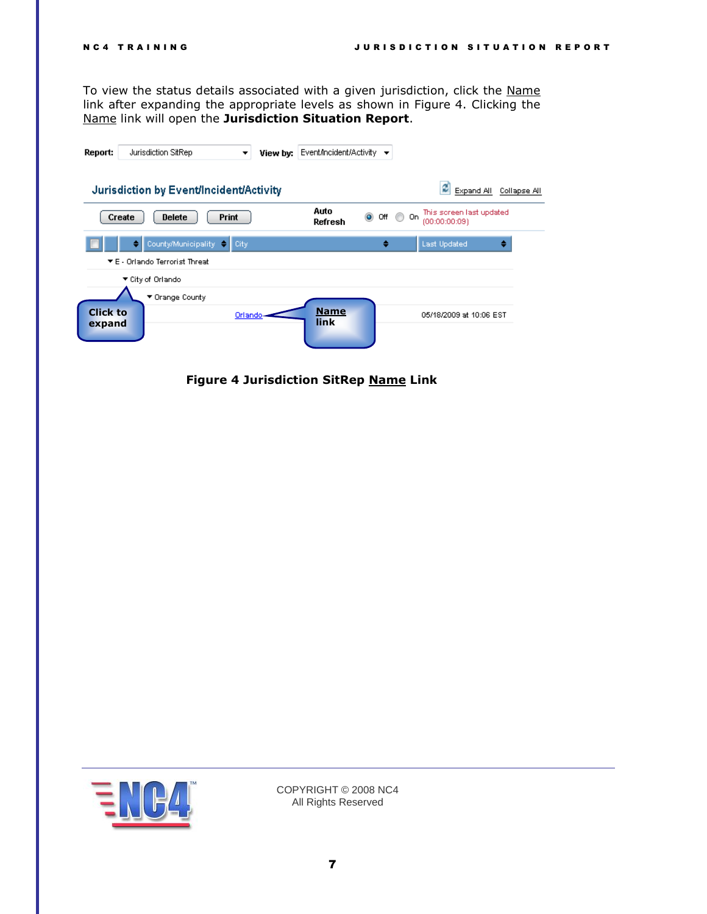To view the status details associated with a given jurisdiction, click the Name link after expanding the appropriate levels as shown in Figure 4. Clicking the Name link will open the **Jurisdiction Situation Report**.

**Figure 4 Jurisdiction SitRep Name Link**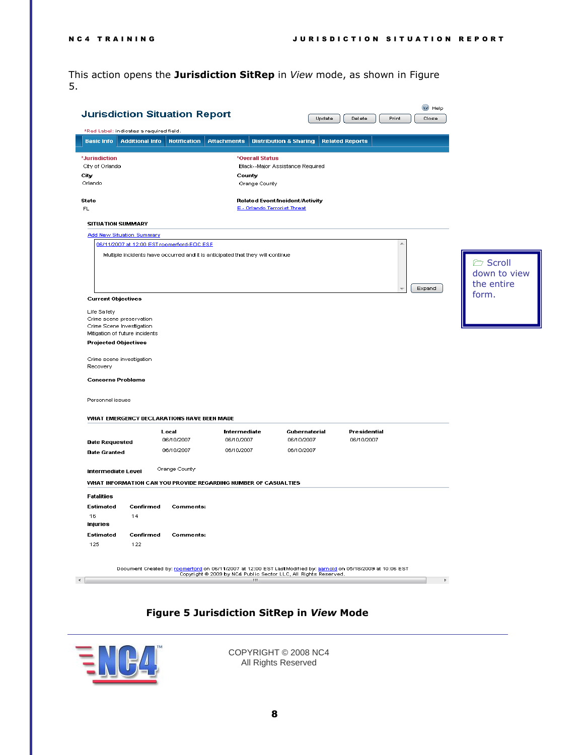This action opens the **Jurisdiction SitRep** in *View* mode, as shown in Figure 5.

## Jurisdiction Situation Report

Help

Update | Delete | Print | Close

*Red Label: indicates a required field.

Basic Info | Additional Info | Notification | Attachments | Distribution & Sharing | Related Reports

**\*Jurisdiction**
City of Orlando

**\*Overall Status**
Black--Major Assistance Required

**City**
Orlando

**County**
Orange County

**State**
FL

**Related Event/Incident/Activity**
E - Orlando Terrorist Threat

**SITUATION SUMMARY**

Add New Situation Summary

06/11/2007 at 12:00 EST rcomerford-EOC ESF

Multiple incidents have occurred and it is anticipated that they will continue

Expand

**Current Objectives**

Life Safety
Crime scene preservation
Crime Scene Investigation
Mitigation of future incidents

**Projected Objectives**

Crime scene investigation
Recovery

**Concerns Problems**

Personnel issues

**WHAT EMERGENCY DECLARATIONS HAVE BEEN MADE**

| | Local | Intermediate | Gubernatorial | Presidential |
|---|---|---|---|---|
| Date Requested | 06/10/2007 | 06/10/2007 | 06/10/2007 | 06/10/2007 |
| Date Granted | 06/10/2007 | 06/10/2007 | 06/10/2007 | |

**Intermediate Level** Orange County

**WHAT INFORMATION CAN YOU PROVIDE REGARDING NUMBER OF CASUALTIES**

**Fatalities**

| Estimated | Confirmed | Comments: |
|---|---|---|
| 16 | 14 | |

**Injuries**

| Estimated | Confirmed | Comments: |
|---|---|---|
| 125 | 122 | |

Document Created by: rcomerford on 06/11/2007 at 12:00 EST Last Modified by: aarnold on 05/18/2009 at 10:06 EST
Copyright © 2009 by NC4 Public Sector LLC, All Rights Reserved.

Scroll down to view the entire form.

**Figure 5 Jurisdiction SitRep in *View* Mode**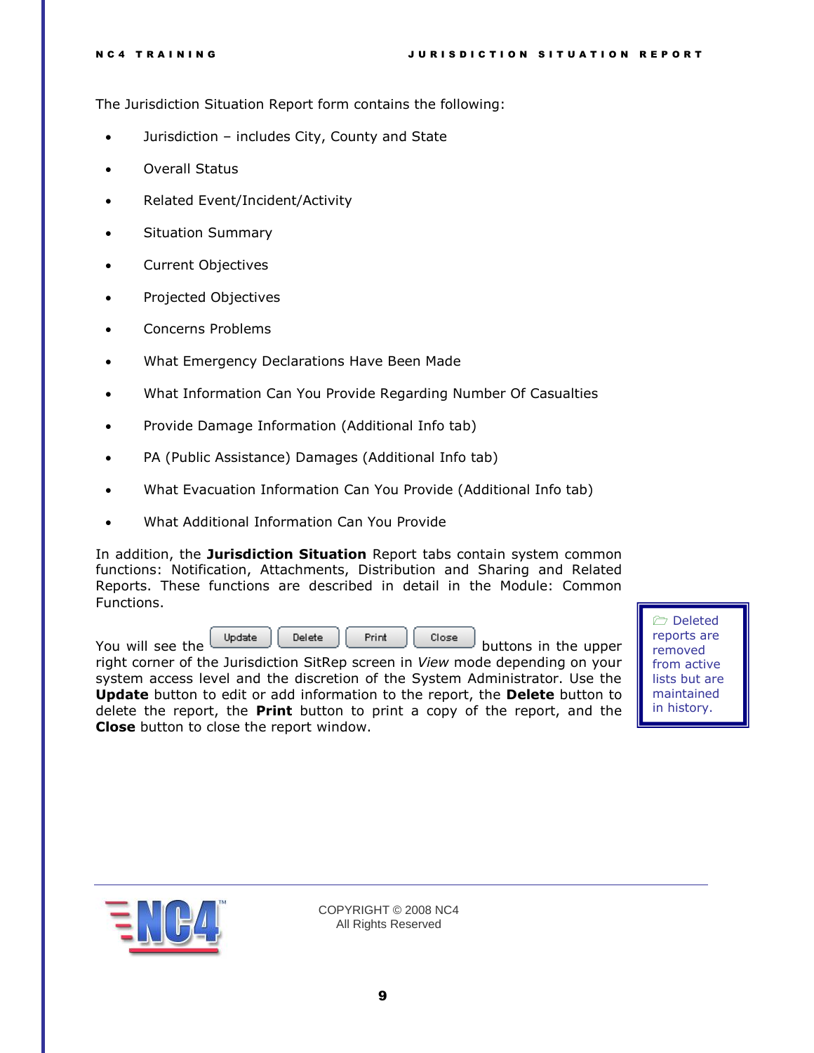The Jurisdiction Situation Report form contains the following:

- Jurisdiction – includes City, County and State
- Overall Status
- Related Event/Incident/Activity
- Situation Summary
- Current Objectives
- Projected Objectives
- Concerns Problems
- What Emergency Declarations Have Been Made
- What Information Can You Provide Regarding Number Of Casualties
- Provide Damage Information (Additional Info tab)
- PA (Public Assistance) Damages (Additional Info tab)
- What Evacuation Information Can You Provide (Additional Info tab)
- What Additional Information Can You Provide

In addition, the **Jurisdiction Situation** Report tabs contain system common functions: Notification, Attachments, Distribution and Sharing and Related Reports. These functions are described in detail in the Module: Common Functions.

You will see the Update Delete Print Close buttons in the upper right corner of the Jurisdiction SitRep screen in *View* mode depending on your system access level and the discretion of the System Administrator. Use the **Update** button to edit or add information to the report, the **Delete** button to delete the report, the **Print** button to print a copy of the report, and the **Close** button to close the report window.

Deleted reports are removed from active lists but are maintained in history.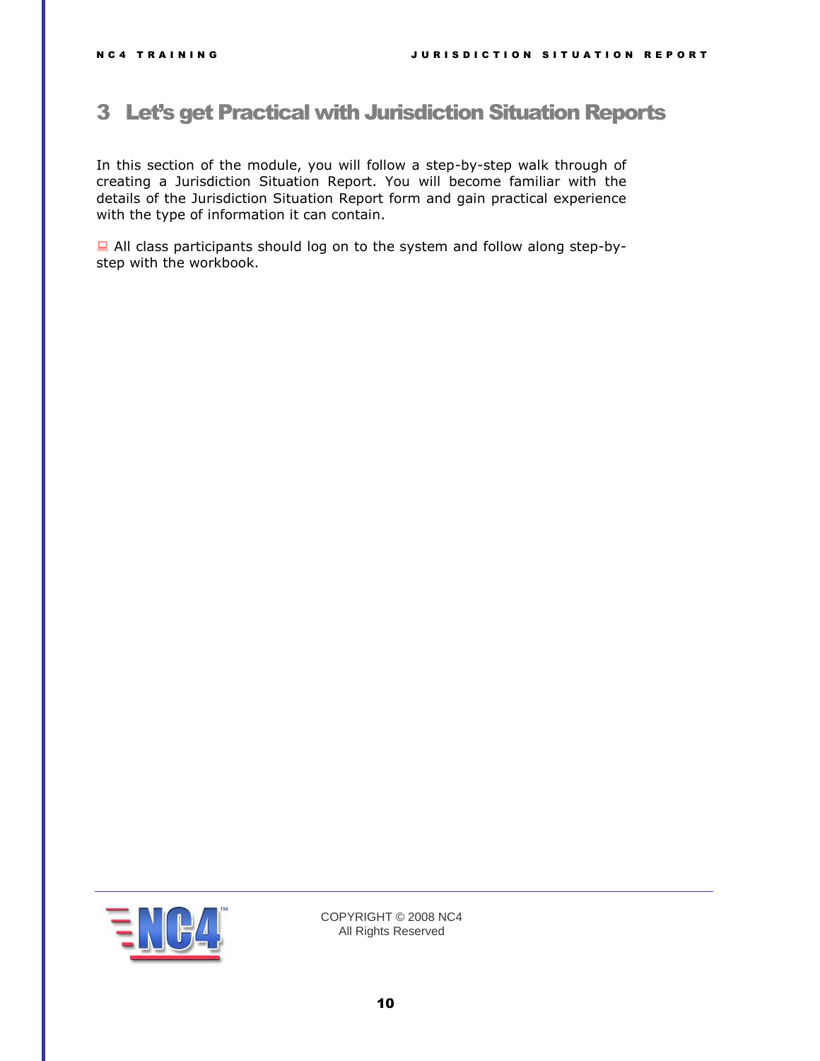# 3 Let's get Practical with Jurisdiction Situation Reports

In this section of the module, you will follow a step-by-step walk through of creating a Jurisdiction Situation Report. You will become familiar with the details of the Jurisdiction Situation Report form and gain practical experience with the type of information it can contain.

All class participants should log on to the system and follow along step-by-step with the workbook.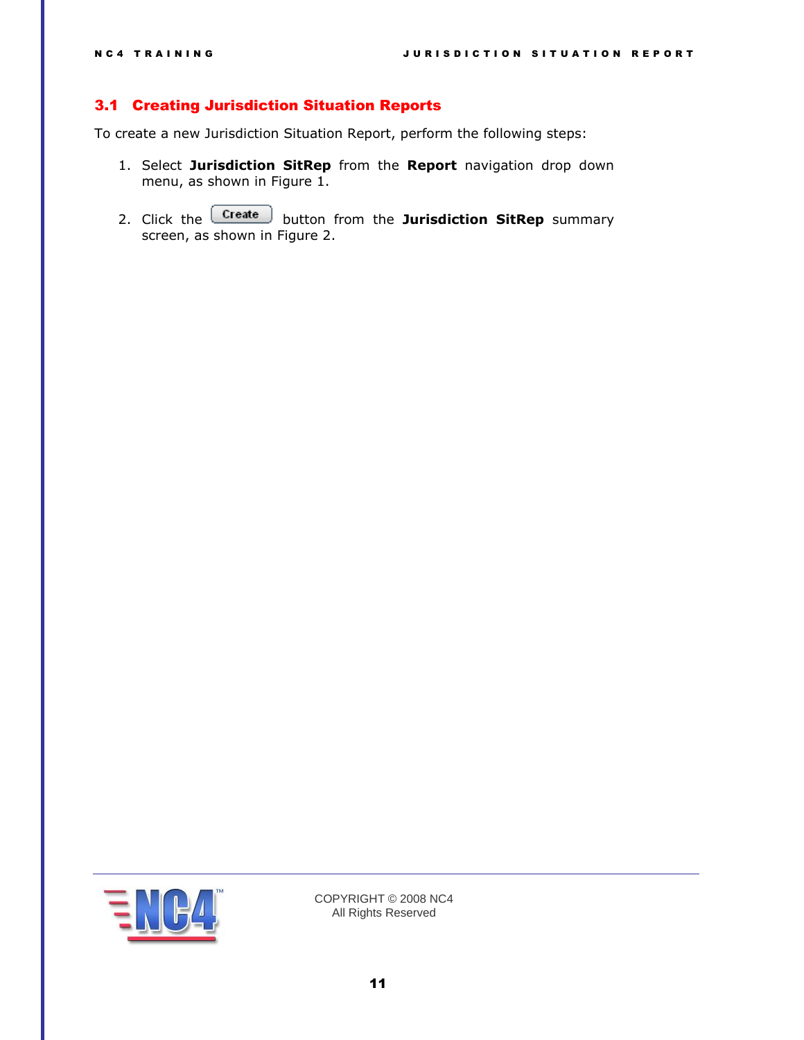## 3.1 Creating Jurisdiction Situation Reports

To create a new Jurisdiction Situation Report, perform the following steps:

1. Select **Jurisdiction SitRep** from the **Report** navigation drop down menu, as shown in Figure 1.

2. Click the Create button from the **Jurisdiction SitRep** summary screen, as shown in Figure 2.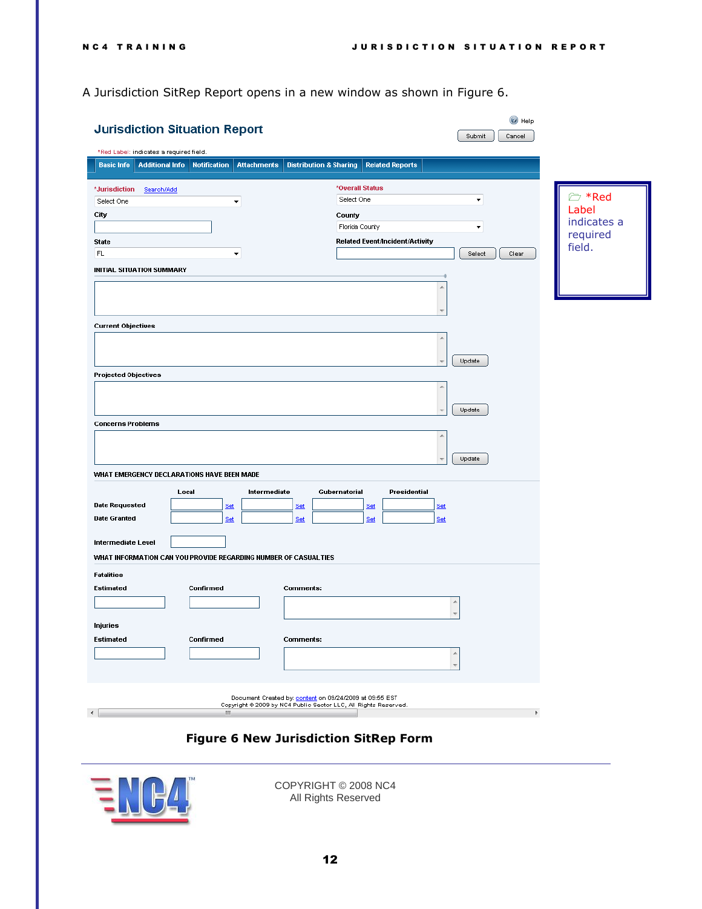A Jurisdiction SitRep Report opens in a new window as shown in Figure 6.

Jurisdiction Situation Report

Help

Submit Cancel

*Red Label: indicates a required field.

Basic Info | Additional Info | Notification | Attachments | Distribution & Sharing | Related Reports

*Jurisdiction Search/Add

Select One

*Overall Status

Select One

City

County

Florida County

State

FL

Related Event/Incident/Activity

Select Clear

INITIAL SITUATION SUMMARY

Current Objectives

Update

Projected Objectives

Update

Concerns Problems

Update

WHAT EMERGENCY DECLARATIONS HAVE BEEN MADE

| | Local | Intermediate | Gubernatorial | Presidential |
|---|---|---|---|---|
| Date Requested | Set | Set | Set | Set |
| Date Granted | Set | Set | Set | Set |

Intermediate Level

WHAT INFORMATION CAN YOU PROVIDE REGARDING NUMBER OF CASUALTIES

Fatalities

Estimated Confirmed Comments:

Injuries

Estimated Confirmed Comments:

Document Created by: content on 09/24/2009 at 09:55 EST
Copyright © 2009 by NC4 Public Sector LLC, All Rights Reserved.

**Figure 6 New Jurisdiction SitRep Form**

*Red Label indicates a required field.

COPYRIGHT © 2008 NC4
All Rights Reserved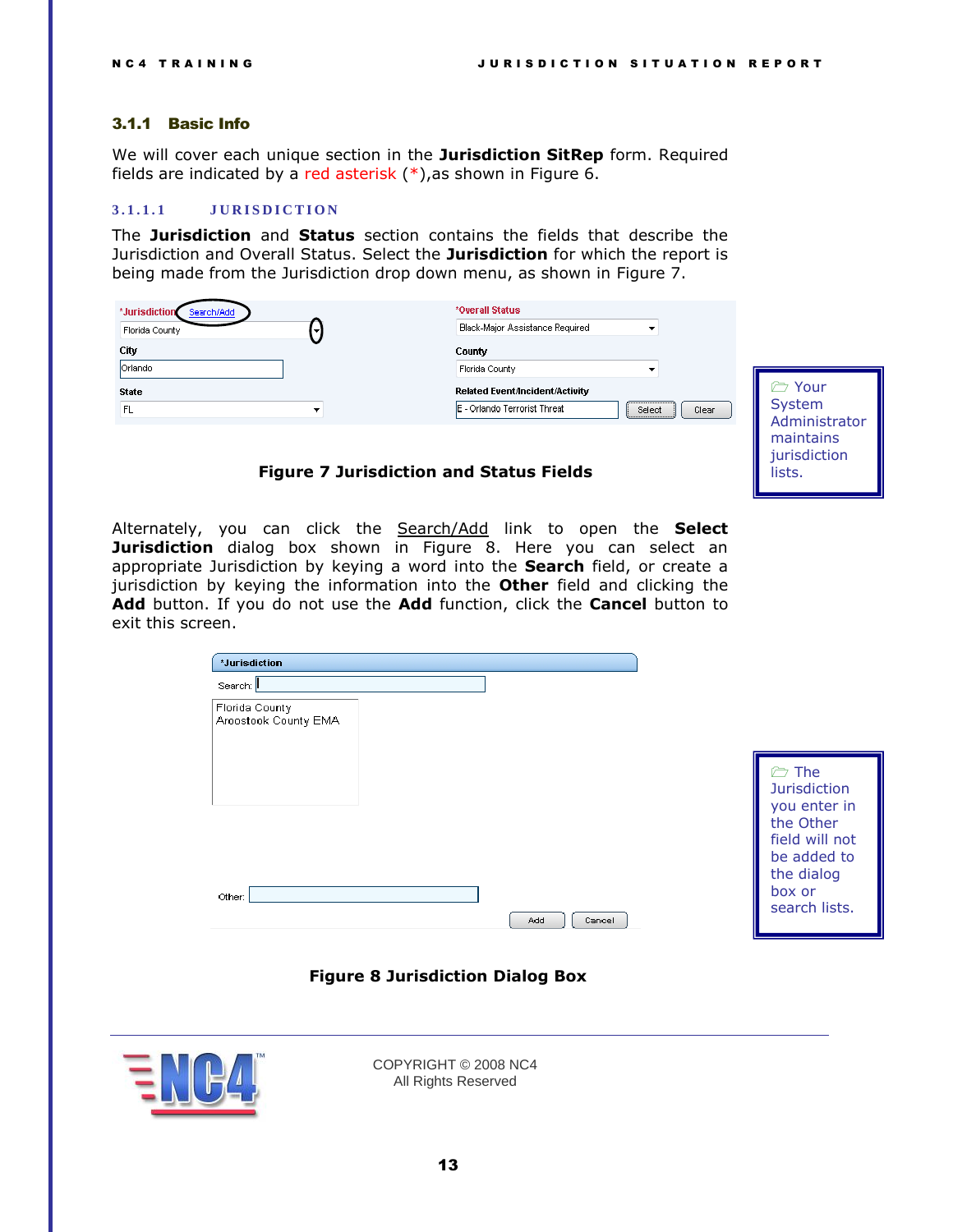### 3.1.1 Basic Info

We will cover each unique section in the **Jurisdiction SitRep** form. Required fields are indicated by a red asterisk (*),as shown in Figure 6.

#### 3.1.1.1 JURISDICTION

The **Jurisdiction** and **Status** section contains the fields that describe the Jurisdiction and Overall Status. Select the **Jurisdiction** for which the report is being made from the Jurisdiction drop down menu, as shown in Figure 7.

**Figure 7 Jurisdiction and Status Fields**

> Your System Administrator maintains jurisdiction lists.

Alternately, you can click the Search/Add link to open the **Select Jurisdiction** dialog box shown in Figure 8. Here you can select an appropriate Jurisdiction by keying a word into the **Search** field, or create a jurisdiction by keying the information into the **Other** field and clicking the **Add** button. If you do not use the **Add** function, click the **Cancel** button to exit this screen.

**Figure 8 Jurisdiction Dialog Box**

> The Jurisdiction you enter in the Other field will not be added to the dialog box or search lists.

COPYRIGHT © 2008 NC4
All Rights Reserved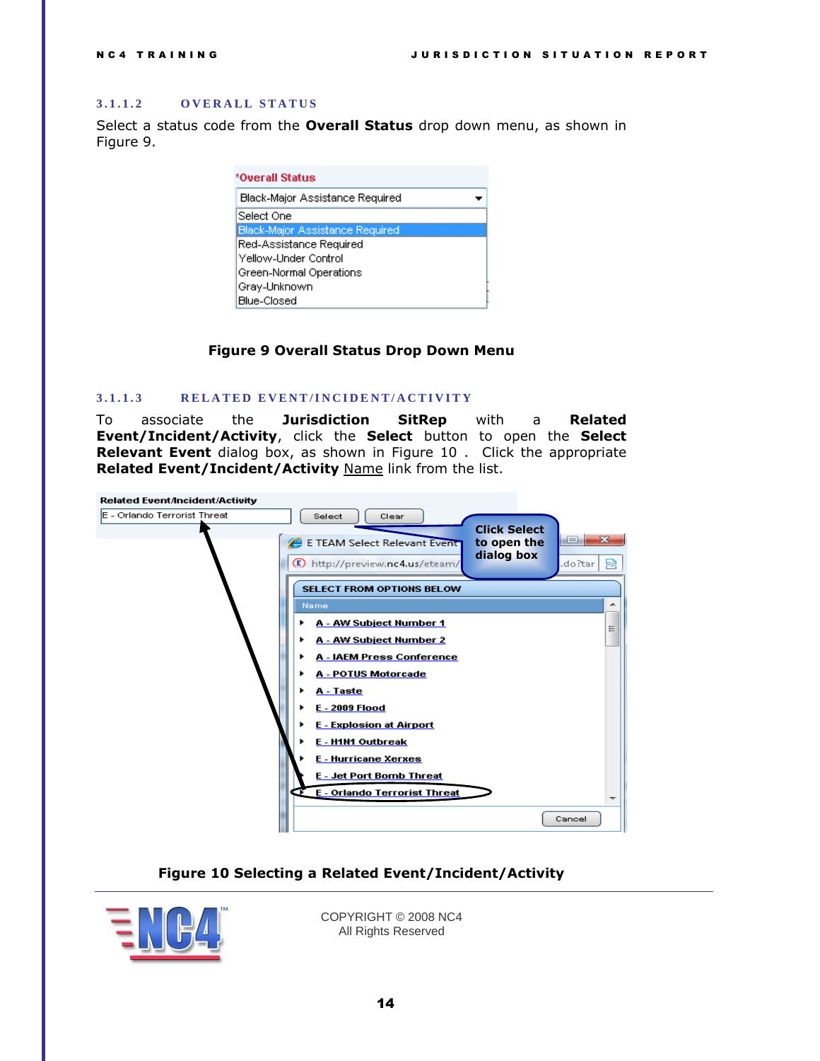### 3.1.1.2 OVERALL STATUS

Select a status code from the **Overall Status** drop down menu, as shown in Figure 9.

**Figure 9 Overall Status Drop Down Menu**

### 3.1.1.3 RELATED EVENT/INCIDENT/ACTIVITY

To associate the **Jurisdiction SitRep** with a **Related Event/Incident/Activity**, click the **Select** button to open the **Select Relevant Event** dialog box, as shown in Figure 10 . Click the appropriate **Related Event/Incident/Activity** Name link from the list.

**Figure 10 Selecting a Related Event/Incident/Activity**

COPYRIGHT © 2008 NC4
All Rights Reserved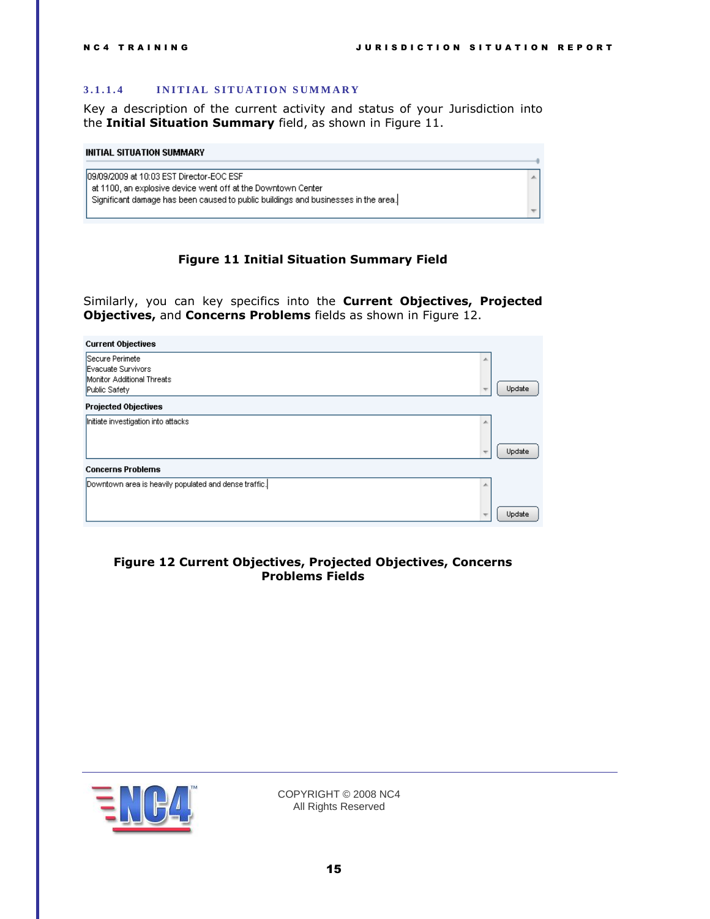### 3.1.1.4 INITIAL SITUATION SUMMARY

Key a description of the current activity and status of your Jurisdiction into the **Initial Situation Summary** field, as shown in Figure 11.

**INITIAL SITUATION SUMMARY**

```
09/09/2009 at 10:03 EST Director-EOC ESF
 at 1100, an explosive device went off at the Downtown Center
 Significant damage has been caused to public buildings and businesses in the area.
```

**Figure 11 Initial Situation Summary Field**

Similarly, you can key specifics into the **Current Objectives, Projected Objectives,** and **Concerns Problems** fields as shown in Figure 12.

**Current Objectives**

```
Secure Perimete
Evacuate Survivors
Monitor Additional Threats
Public Safety
```

Update

**Projected Objectives**

```
Initiate investigation into attacks
```

Update

**Concerns Problems**

```
Downtown area is heavily populated and dense traffic.
```

Update

**Figure 12 Current Objectives, Projected Objectives, Concerns Problems Fields**

COPYRIGHT © 2008 NC4
All Rights Reserved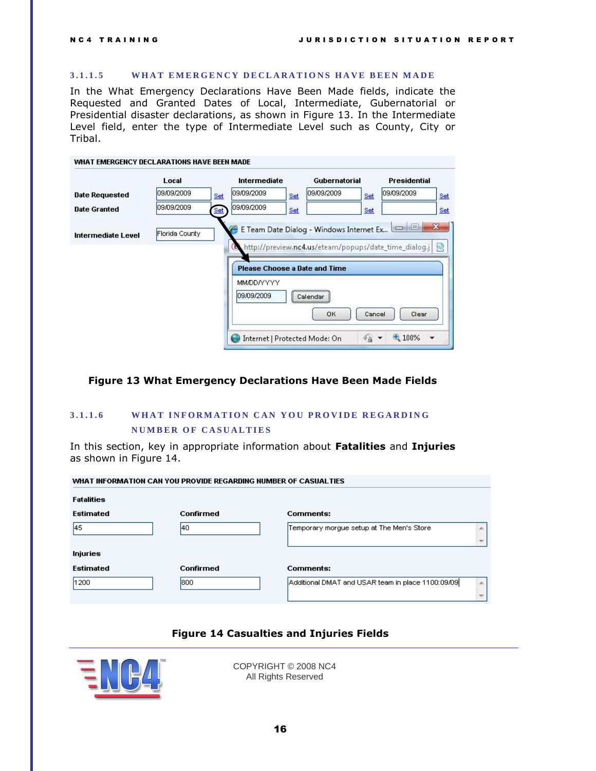### 3.1.1.5 WHAT EMERGENCY DECLARATIONS HAVE BEEN MADE

In the What Emergency Declarations Have Been Made fields, indicate the Requested and Granted Dates of Local, Intermediate, Gubernatorial or Presidential disaster declarations, as shown in Figure 13. In the Intermediate Level field, enter the type of Intermediate Level such as County, City or Tribal.

**Figure 13 What Emergency Declarations Have Been Made Fields**

### 3.1.1.6 WHAT INFORMATION CAN YOU PROVIDE REGARDING NUMBER OF CASUALTIES

In this section, key in appropriate information about **Fatalities** and **Injuries** as shown in Figure 14.

**Figure 14 Casualties and Injuries Fields**

COPYRIGHT © 2008 NC4
All Rights Reserved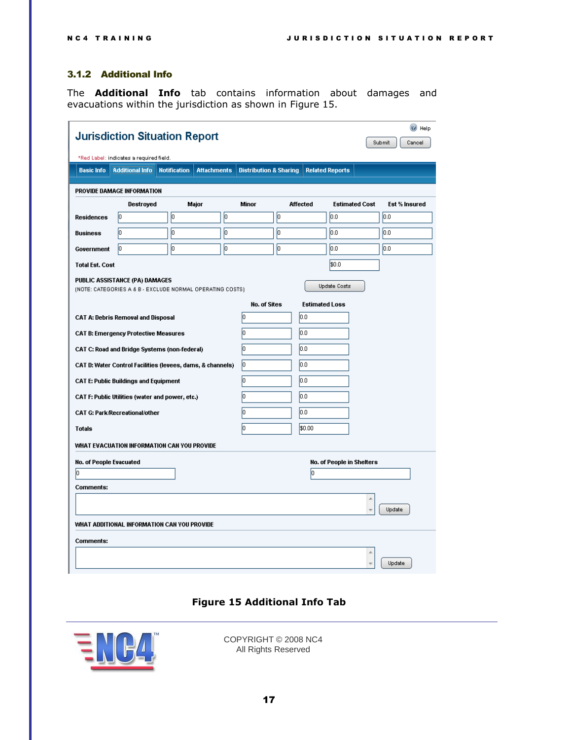### 3.1.2 Additional Info

The **Additional Info** tab contains information about damages and evacuations within the jurisdiction as shown in Figure 15.

**Figure 15 Additional Info Tab**

COPYRIGHT © 2008 NC4
All Rights Reserved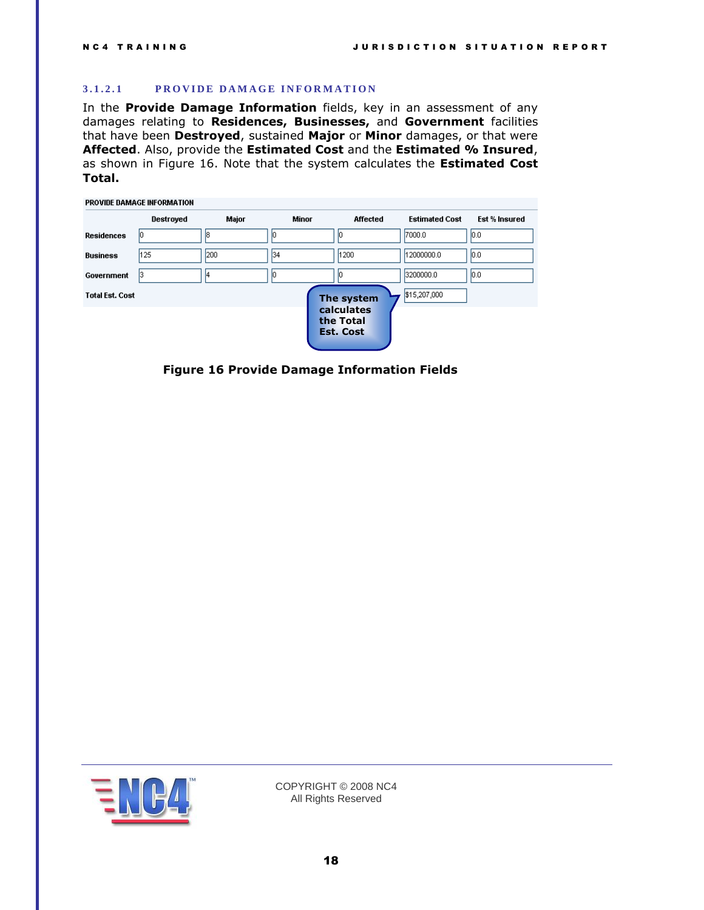#### 3.1.2.1 PROVIDE DAMAGE INFORMATION

In the **Provide Damage Information** fields, key in an assessment of any damages relating to **Residences, Businesses,** and **Government** facilities that have been **Destroyed**, sustained **Major** or **Minor** damages, or that were **Affected**. Also, provide the **Estimated Cost** and the **Estimated % Insured**, as shown in Figure 16. Note that the system calculates the **Estimated Cost Total.**

PROVIDE DAMAGE INFORMATION

| | Destroyed | Major | Minor | Affected | Estimated Cost | Est % Insured |
|---|---|---|---|---|---|---|
| Residences | 0 | 8 | 0 | 0 | 7000.0 | 0.0 |
| Business | 125 | 200 | 34 | 1200 | 12000000.0 | 0.0 |
| Government | 3 | 4 | 0 | 0 | 3200000.0 | 0.0 |
| Total Est. Cost | | | | | $15,207,000 | |

The system calculates the Total Est. Cost

**Figure 16 Provide Damage Information Fields**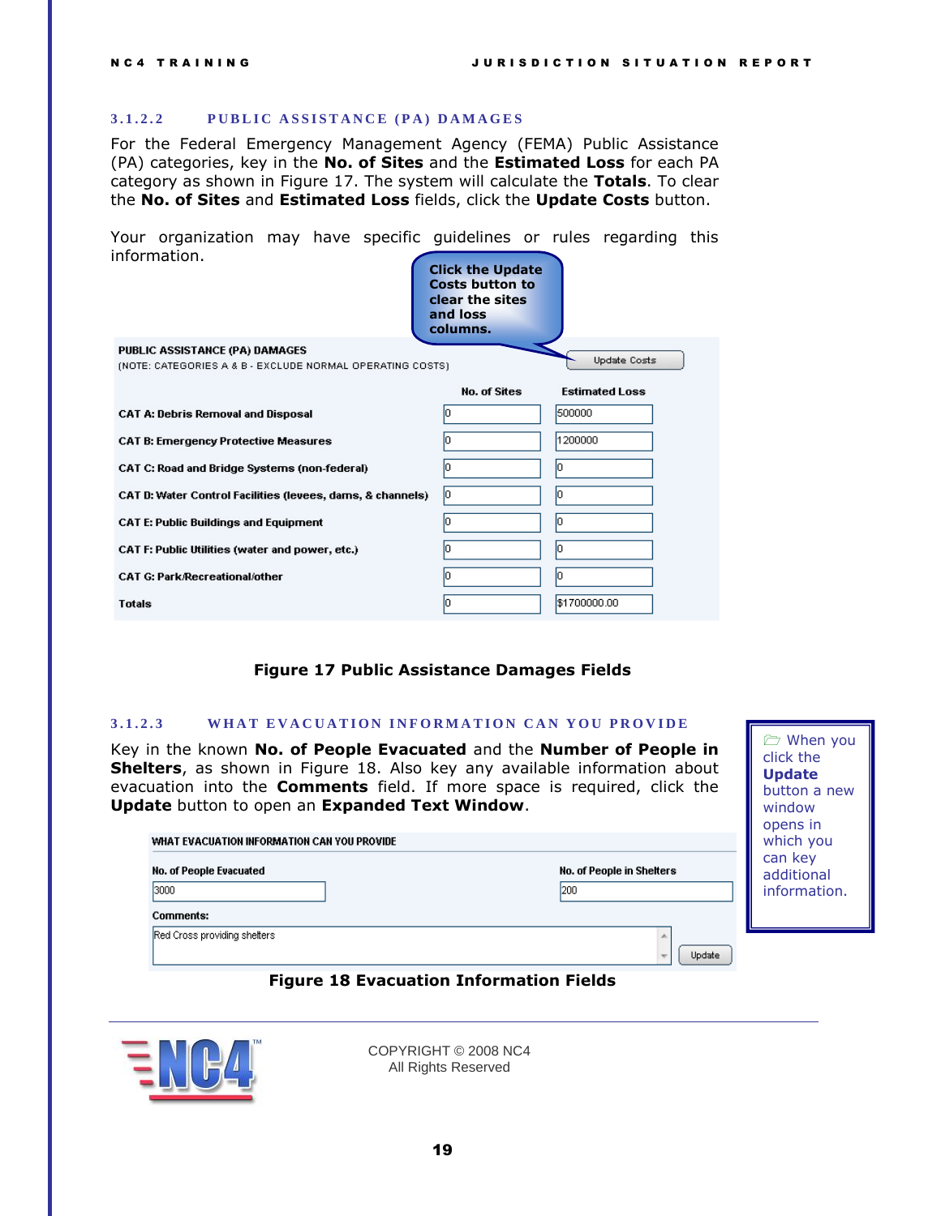### 3.1.2.2 PUBLIC ASSISTANCE (PA) DAMAGES

For the Federal Emergency Management Agency (FEMA) Public Assistance (PA) categories, key in the **No. of Sites** and the **Estimated Loss** for each PA category as shown in Figure 17. The system will calculate the **Totals**. To clear the **No. of Sites** and **Estimated Loss** fields, click the **Update Costs** button.

Your organization may have specific guidelines or rules regarding this information.

Click the Update Costs button to clear the sites and loss columns.

PUBLIC ASSISTANCE (PA) DAMAGES
(NOTE: CATEGORIES A & B - EXCLUDE NORMAL OPERATING COSTS)

Update Costs

| | No. of Sites | Estimated Loss |
|---|---|---|
| CAT A: Debris Removal and Disposal | 0 | 500000 |
| CAT B: Emergency Protective Measures | 0 | 1200000 |
| CAT C: Road and Bridge Systems (non-federal) | 0 | 0 |
| CAT D: Water Control Facilities (levees, dams, & channels) | 0 | 0 |
| CAT E: Public Buildings and Equipment | 0 | 0 |
| CAT F: Public Utilities (water and power, etc.) | 0 | 0 |
| CAT G: Park/Recreational/other | 0 | 0 |
| Totals | 0 | $1700000.00 |

**Figure 17 Public Assistance Damages Fields**

### 3.1.2.3 WHAT EVACUATION INFORMATION CAN YOU PROVIDE

Key in the known **No. of People Evacuated** and the **Number of People in Shelters**, as shown in Figure 18. Also key any available information about evacuation into the **Comments** field. If more space is required, click the **Update** button to open an **Expanded Text Window**.

When you click the **Update** button a new window opens in which you can key additional information.

WHAT EVACUATION INFORMATION CAN YOU PROVIDE

| No. of People Evacuated | No. of People in Shelters |
|---|---|
| 3000 | 200 |

Comments:
Red Cross providing shelters

Update

**Figure 18 Evacuation Information Fields**

COPYRIGHT © 2008 NC4
All Rights Reserved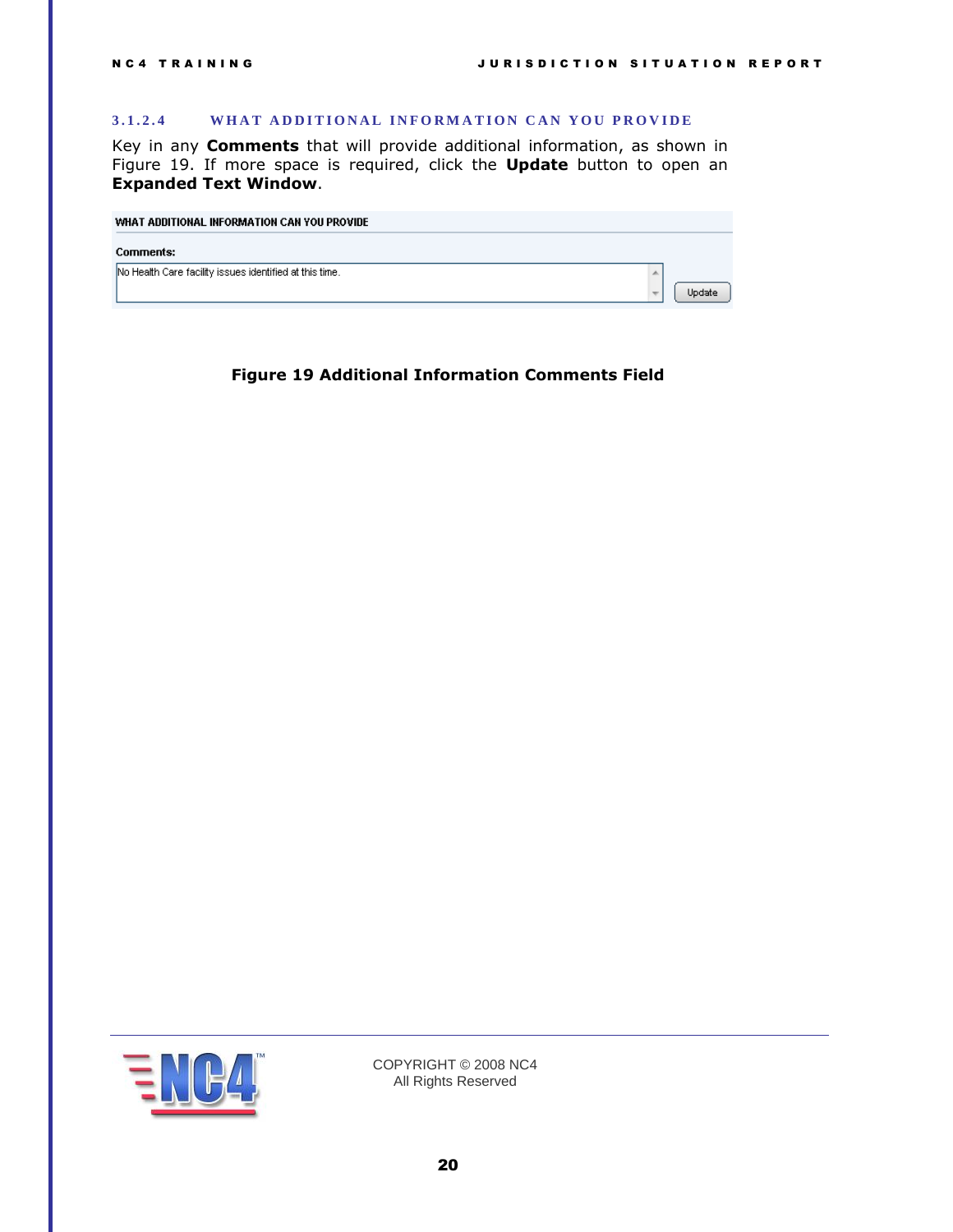#### 3.1.2.4 WHAT ADDITIONAL INFORMATION CAN YOU PROVIDE

Key in any **Comments** that will provide additional information, as shown in Figure 19. If more space is required, click the **Update** button to open an **Expanded Text Window**.

WHAT ADDITIONAL INFORMATION CAN YOU PROVIDE

Comments:

No Health Care facility issues identified at this time.

Update

**Figure 19 Additional Information Comments Field**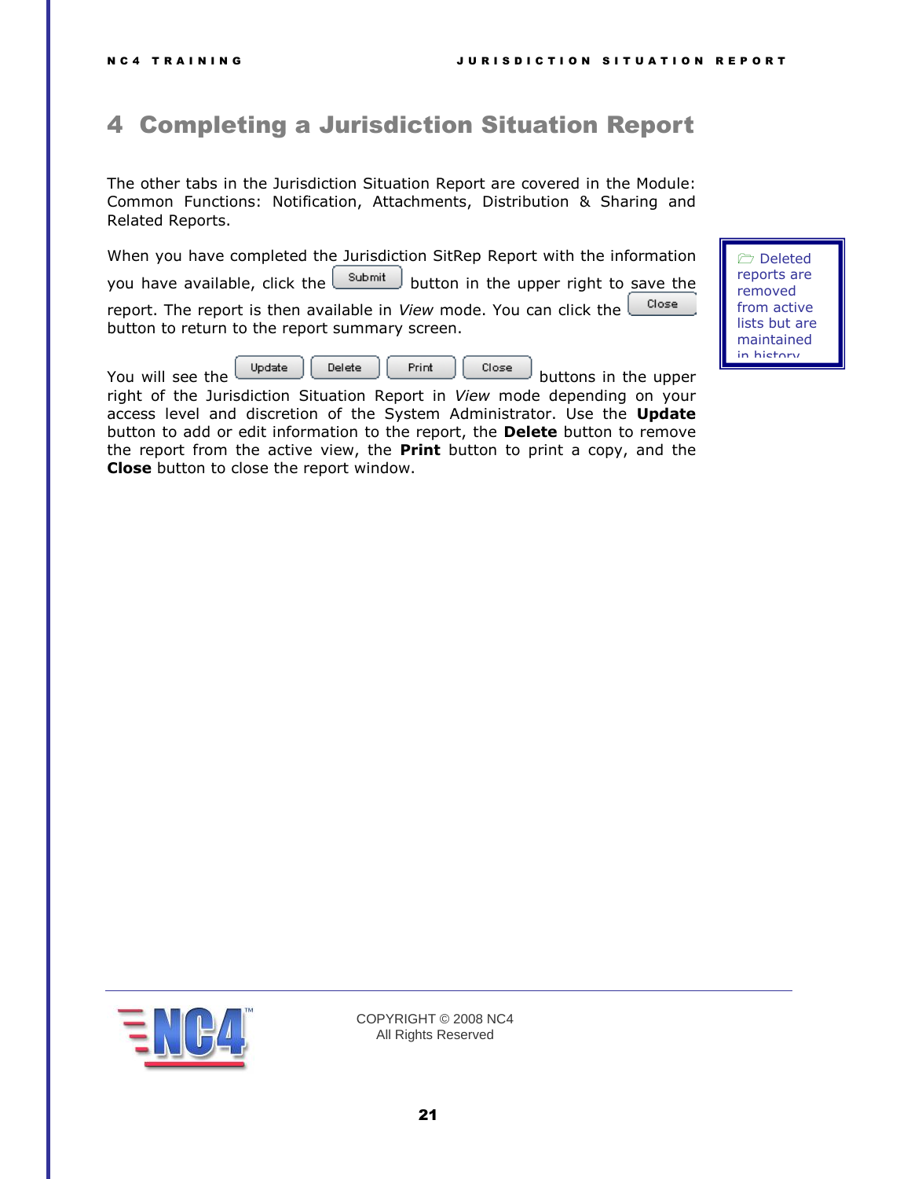# 4 Completing a Jurisdiction Situation Report

The other tabs in the Jurisdiction Situation Report are covered in the Module: Common Functions: Notification, Attachments, Distribution & Sharing and Related Reports.

When you have completed the Jurisdiction SitRep Report with the information you have available, click the Submit button in the upper right to save the report. The report is then available in *View* mode. You can click the Close button to return to the report summary screen.

You will see the Update Delete Print Close buttons in the upper right of the Jurisdiction Situation Report in *View* mode depending on your access level and discretion of the System Administrator. Use the **Update** button to add or edit information to the report, the **Delete** button to remove the report from the active view, the **Print** button to print a copy, and the **Close** button to close the report window.

> Deleted reports are removed from active lists but are maintained in history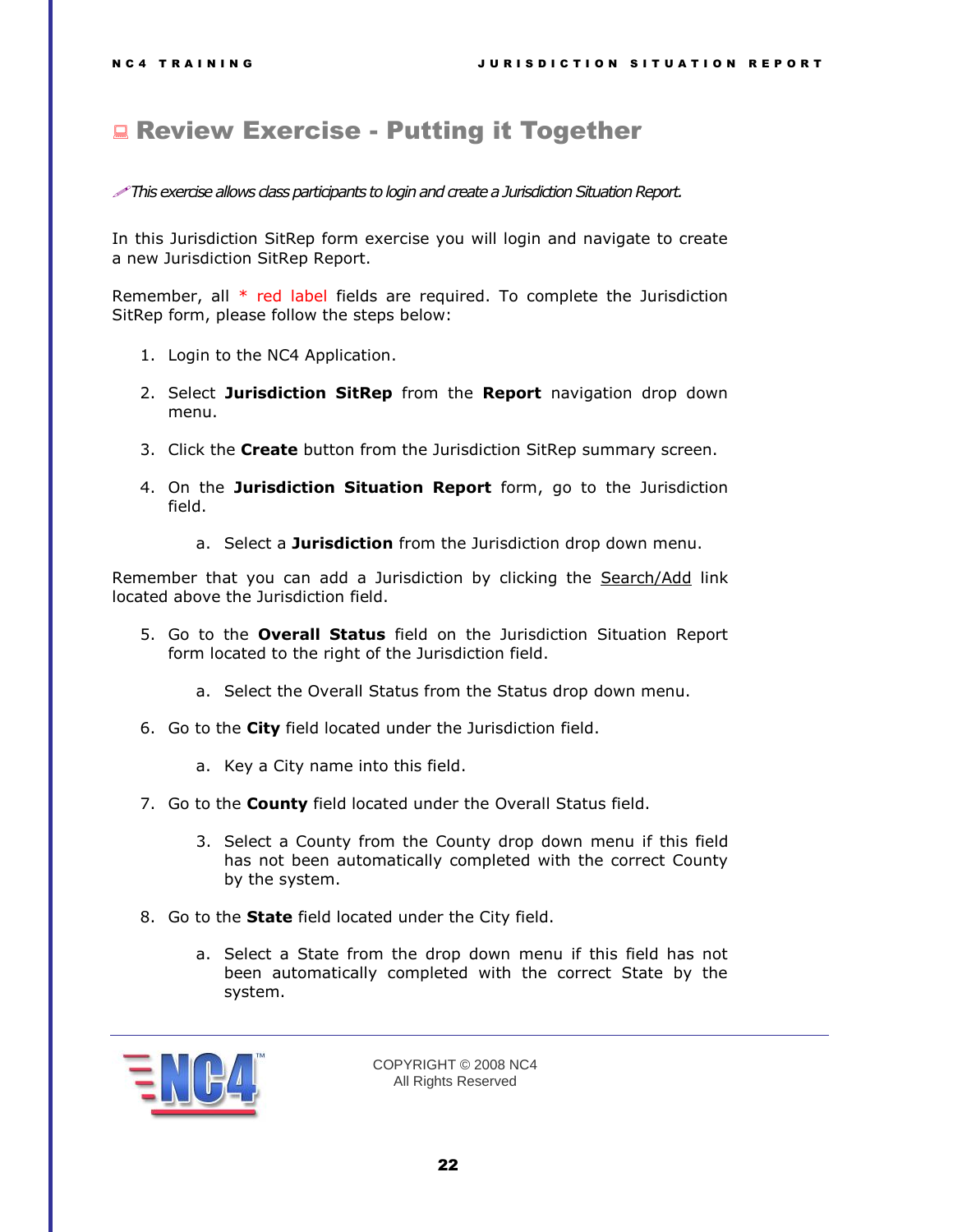# Review Exercise - Putting it Together

*This exercise allows class participants to login and create a Jurisdiction Situation Report.*

In this Jurisdiction SitRep form exercise you will login and navigate to create a new Jurisdiction SitRep Report.

Remember, all * red label fields are required. To complete the Jurisdiction SitRep form, please follow the steps below:

1. Login to the NC4 Application.
2. Select **Jurisdiction SitRep** from the **Report** navigation drop down menu.
3. Click the **Create** button from the Jurisdiction SitRep summary screen.
4. On the **Jurisdiction Situation Report** form, go to the Jurisdiction field.
   a. Select a **Jurisdiction** from the Jurisdiction drop down menu.

Remember that you can add a Jurisdiction by clicking the Search/Add link located above the Jurisdiction field.

5. Go to the **Overall Status** field on the Jurisdiction Situation Report form located to the right of the Jurisdiction field.
   a. Select the Overall Status from the Status drop down menu.
6. Go to the **City** field located under the Jurisdiction field.
   a. Key a City name into this field.
7. Go to the **County** field located under the Overall Status field.
   3. Select a County from the County drop down menu if this field has not been automatically completed with the correct County by the system.
8. Go to the **State** field located under the City field.
   a. Select a State from the drop down menu if this field has not been automatically completed with the correct State by the system.

COPYRIGHT © 2008 NC4
All Rights Reserved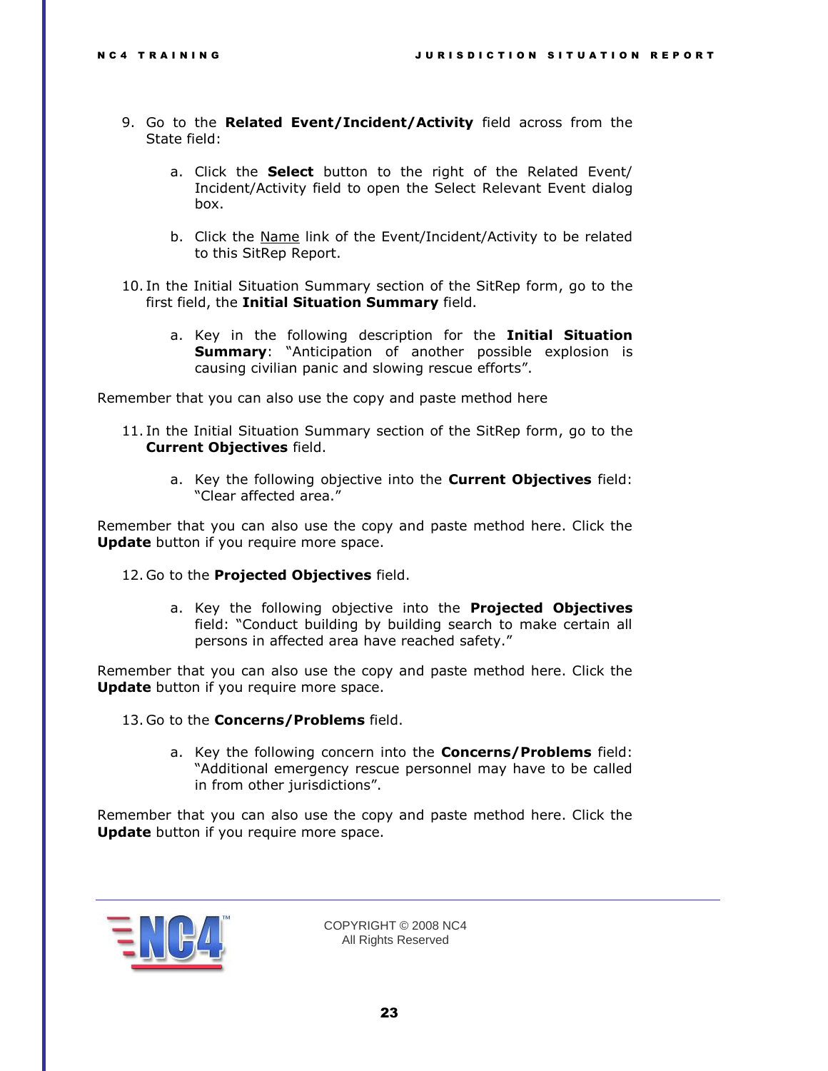9. Go to the **Related Event/Incident/Activity** field across from the State field:

    a. Click the **Select** button to the right of the Related Event/ Incident/Activity field to open the Select Relevant Event dialog box.

    b. Click the Name link of the Event/Incident/Activity to be related to this SitRep Report.

10. In the Initial Situation Summary section of the SitRep form, go to the first field, the **Initial Situation Summary** field.

    a. Key in the following description for the **Initial Situation Summary**: "Anticipation of another possible explosion is causing civilian panic and slowing rescue efforts".

Remember that you can also use the copy and paste method here

11. In the Initial Situation Summary section of the SitRep form, go to the **Current Objectives** field.

    a. Key the following objective into the **Current Objectives** field: "Clear affected area."

Remember that you can also use the copy and paste method here. Click the **Update** button if you require more space.

12. Go to the **Projected Objectives** field.

    a. Key the following objective into the **Projected Objectives** field: "Conduct building by building search to make certain all persons in affected area have reached safety."

Remember that you can also use the copy and paste method here. Click the **Update** button if you require more space.

13. Go to the **Concerns/Problems** field.

    a. Key the following concern into the **Concerns/Problems** field: "Additional emergency rescue personnel may have to be called in from other jurisdictions".

Remember that you can also use the copy and paste method here. Click the **Update** button if you require more space.

COPYRIGHT © 2008 NC4
All Rights Reserved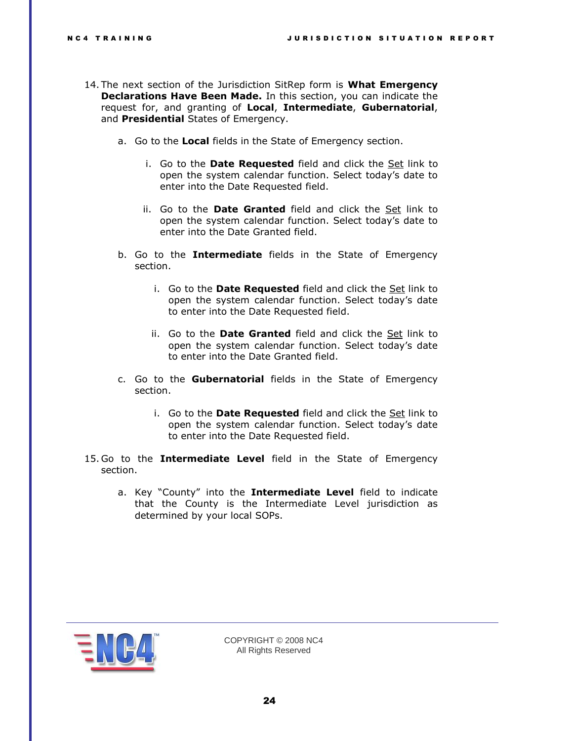14. The next section of the Jurisdiction SitRep form is **What Emergency Declarations Have Been Made.** In this section, you can indicate the request for, and granting of **Local**, **Intermediate**, **Gubernatorial**, and **Presidential** States of Emergency.

    a. Go to the **Local** fields in the State of Emergency section.

        i. Go to the **Date Requested** field and click the Set link to open the system calendar function. Select today's date to enter into the Date Requested field.

        ii. Go to the **Date Granted** field and click the Set link to open the system calendar function. Select today's date to enter into the Date Granted field.

    b. Go to the **Intermediate** fields in the State of Emergency section.

        i. Go to the **Date Requested** field and click the Set link to open the system calendar function. Select today's date to enter into the Date Requested field.

        ii. Go to the **Date Granted** field and click the Set link to open the system calendar function. Select today's date to enter into the Date Granted field.

    c. Go to the **Gubernatorial** fields in the State of Emergency section.

        i. Go to the **Date Requested** field and click the Set link to open the system calendar function. Select today's date to enter into the Date Requested field.

15. Go to the **Intermediate Level** field in the State of Emergency section.

    a. Key "County" into the **Intermediate Level** field to indicate that the County is the Intermediate Level jurisdiction as determined by your local SOPs.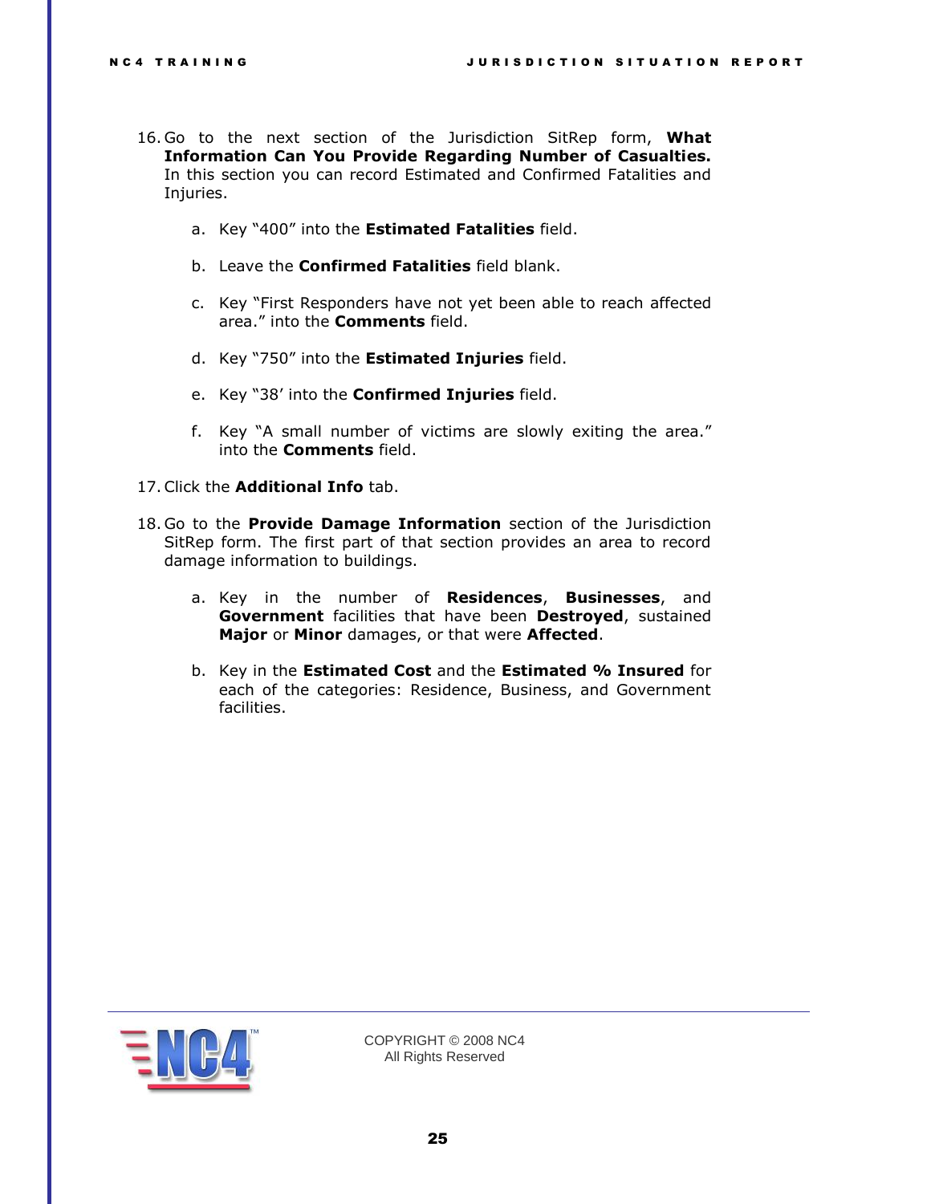16. Go to the next section of the Jurisdiction SitRep form, **What Information Can You Provide Regarding Number of Casualties.** In this section you can record Estimated and Confirmed Fatalities and Injuries.

    a. Key "400" into the **Estimated Fatalities** field.

    b. Leave the **Confirmed Fatalities** field blank.

    c. Key "First Responders have not yet been able to reach affected area." into the **Comments** field.

    d. Key "750" into the **Estimated Injuries** field.

    e. Key "38' into the **Confirmed Injuries** field.

    f. Key "A small number of victims are slowly exiting the area." into the **Comments** field.

17. Click the **Additional Info** tab.

18. Go to the **Provide Damage Information** section of the Jurisdiction SitRep form. The first part of that section provides an area to record damage information to buildings.

    a. Key in the number of **Residences**, **Businesses**, and **Government** facilities that have been **Destroyed**, sustained **Major** or **Minor** damages, or that were **Affected**.

    b. Key in the **Estimated Cost** and the **Estimated % Insured** for each of the categories: Residence, Business, and Government facilities.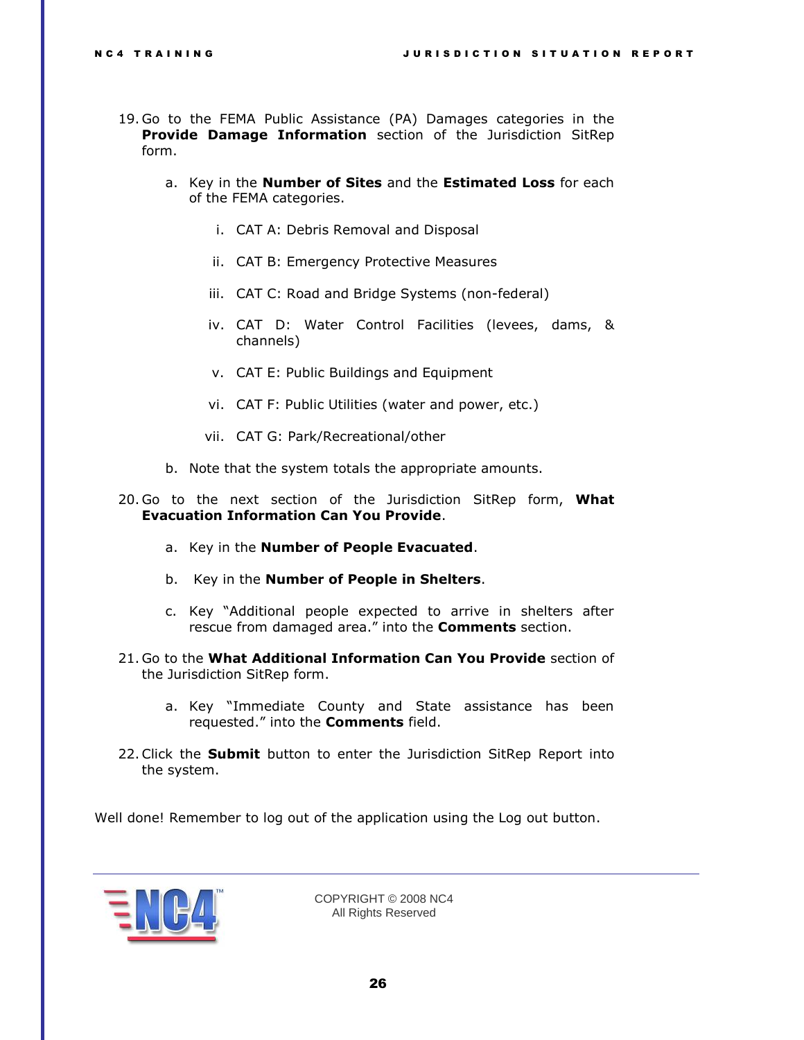19. Go to the FEMA Public Assistance (PA) Damages categories in the **Provide Damage Information** section of the Jurisdiction SitRep form.

    a. Key in the **Number of Sites** and the **Estimated Loss** for each of the FEMA categories.

        i. CAT A: Debris Removal and Disposal

        ii. CAT B: Emergency Protective Measures

        iii. CAT C: Road and Bridge Systems (non-federal)

        iv. CAT D: Water Control Facilities (levees, dams, & channels)

        v. CAT E: Public Buildings and Equipment

        vi. CAT F: Public Utilities (water and power, etc.)

        vii. CAT G: Park/Recreational/other

    b. Note that the system totals the appropriate amounts.

20. Go to the next section of the Jurisdiction SitRep form, **What Evacuation Information Can You Provide**.

    a. Key in the **Number of People Evacuated**.

    b. Key in the **Number of People in Shelters**.

    c. Key "Additional people expected to arrive in shelters after rescue from damaged area." into the **Comments** section.

21. Go to the **What Additional Information Can You Provide** section of the Jurisdiction SitRep form.

    a. Key "Immediate County and State assistance has been requested." into the **Comments** field.

22. Click the **Submit** button to enter the Jurisdiction SitRep Report into the system.

Well done! Remember to log out of the application using the Log out button.

COPYRIGHT © 2008 NC4
All Rights Reserved